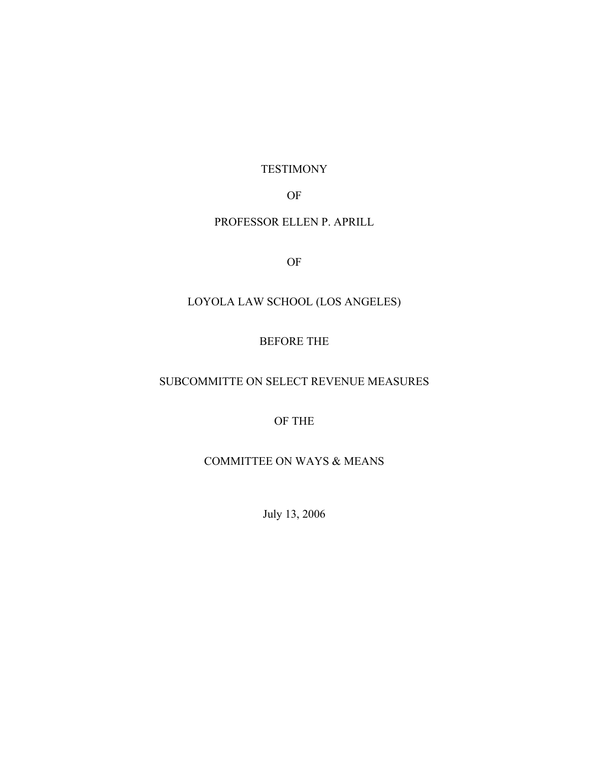TESTIMONY

OF

PROFESSOR ELLEN P. APRILL

OF

LOYOLA LAW SCHOOL (LOS ANGELES)

BEFORE THE

SUBCOMMITTE ON SELECT REVENUE MEASURES

OF THE

COMMITTEE ON WAYS & MEANS

July 13, 2006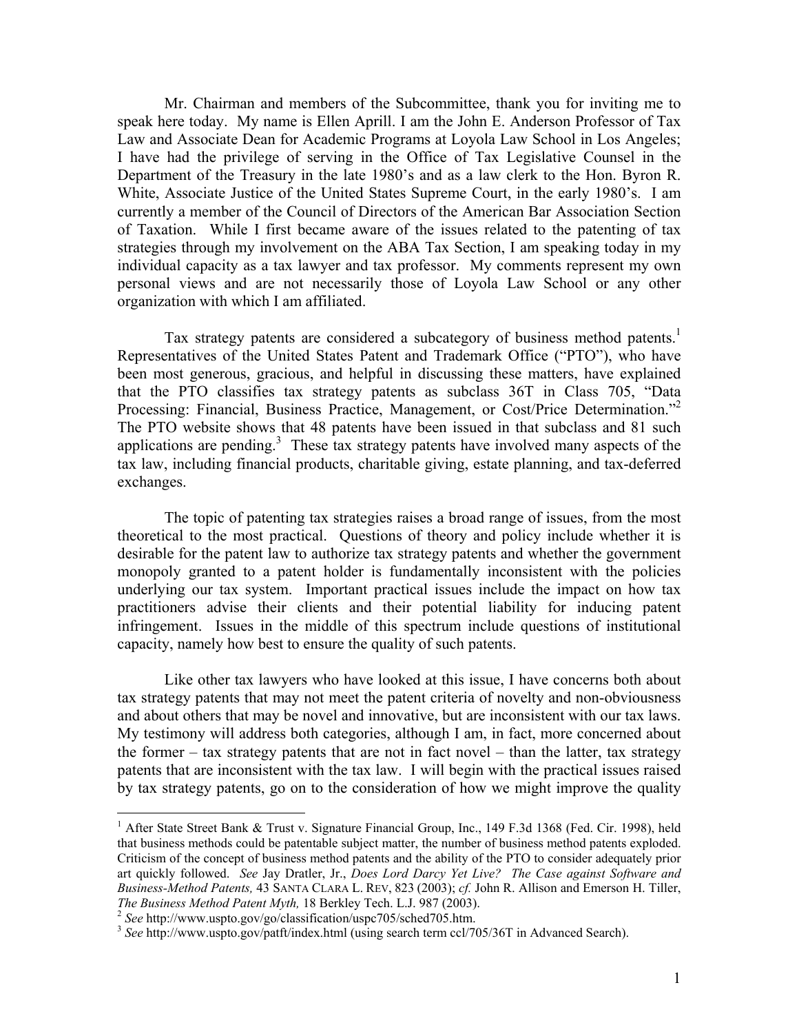Mr. Chairman and members of the Subcommittee, thank you for inviting me to speak here today. My name is Ellen Aprill. I am the John E. Anderson Professor of Tax Law and Associate Dean for Academic Programs at Loyola Law School in Los Angeles; I have had the privilege of serving in the Office of Tax Legislative Counsel in the Department of the Treasury in the late 1980's and as a law clerk to the Hon. Byron R. White, Associate Justice of the United States Supreme Court, in the early 1980's. I am currently a member of the Council of Directors of the American Bar Association Section of Taxation. While I first became aware of the issues related to the patenting of tax strategies through my involvement on the ABA Tax Section, I am speaking today in my individual capacity as a tax lawyer and tax professor. My comments represent my own personal views and are not necessarily those of Loyola Law School or any other organization with which I am affiliated.

Tax strategy patents are considered a subcategory of business method patents.[1] Representatives of the United States Patent and Trademark Office ("PTO"), who have been most generous, gracious, and helpful in discussing these matters, have explained that the PTO classifies tax strategy patents as subclass 36T in Class 705, "Data Processing: Financial, Business Practice, Management, or Cost/Price Determination."[2] The PTO website shows that 48 patents have been issued in that subclass and 81 such applications are pending.[3] These tax strategy patents have involved many aspects of the tax law, including financial products, charitable giving, estate planning, and tax-deferred exchanges.

The topic of patenting tax strategies raises a broad range of issues, from the most theoretical to the most practical. Questions of theory and policy include whether it is desirable for the patent law to authorize tax strategy patents and whether the government monopoly granted to a patent holder is fundamentally inconsistent with the policies underlying our tax system. Important practical issues include the impact on how tax practitioners advise their clients and their potential liability for inducing patent infringement. Issues in the middle of this spectrum include questions of institutional capacity, namely how best to ensure the quality of such patents.

Like other tax lawyers who have looked at this issue, I have concerns both about tax strategy patents that may not meet the patent criteria of novelty and non-obviousness and about others that may be novel and innovative, but are inconsistent with our tax laws. My testimony will address both categories, although I am, in fact, more concerned about the former – tax strategy patents that are not in fact novel – than the latter, tax strategy patents that are inconsistent with the tax law. I will begin with the practical issues raised by tax strategy patents, go on to the consideration of how we might improve the quality

---

[1] After State Street Bank & Trust v. Signature Financial Group, Inc., 149 F.3d 1368 (Fed. Cir. 1998), held that business methods could be patentable subject matter, the number of business method patents exploded. Criticism of the concept of business method patents and the ability of the PTO to consider adequately prior art quickly followed. *See* Jay Dratler, Jr., *Does Lord Darcy Yet Live? The Case against Software and Business-Method Patents,* 43 SANTA CLARA L. REV, 823 (2003); *cf.* John R. Allison and Emerson H. Tiller, *The Business Method Patent Myth,* 18 Berkley Tech. L.J. 987 (2003).

[2] *See* http://www.uspto.gov/go/classification/uspc705/sched705.htm.

[3] *See* http://www.uspto.gov/patft/index.html (using search term ccl/705/36T in Advanced Search).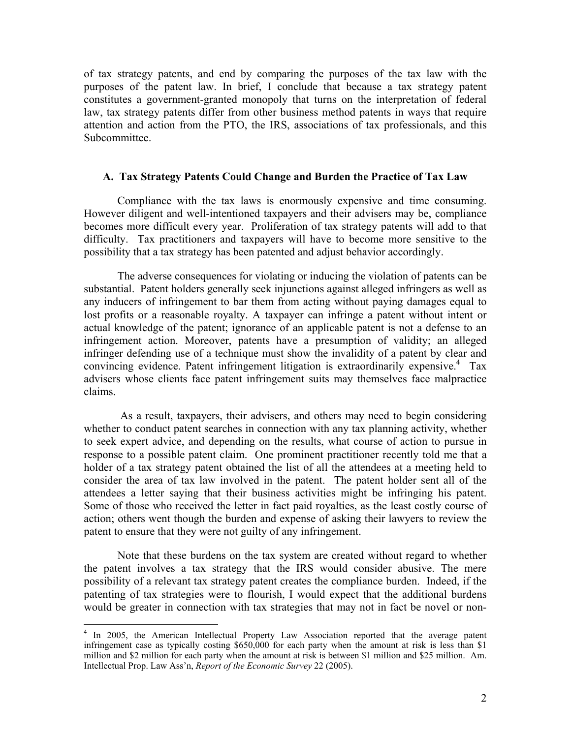of tax strategy patents, and end by comparing the purposes of the tax law with the purposes of the patent law. In brief, I conclude that because a tax strategy patent constitutes a government-granted monopoly that turns on the interpretation of federal law, tax strategy patents differ from other business method patents in ways that require attention and action from the PTO, the IRS, associations of tax professionals, and this Subcommittee.

### A. Tax Strategy Patents Could Change and Burden the Practice of Tax Law

Compliance with the tax laws is enormously expensive and time consuming. However diligent and well-intentioned taxpayers and their advisers may be, compliance becomes more difficult every year. Proliferation of tax strategy patents will add to that difficulty. Tax practitioners and taxpayers will have to become more sensitive to the possibility that a tax strategy has been patented and adjust behavior accordingly.

The adverse consequences for violating or inducing the violation of patents can be substantial. Patent holders generally seek injunctions against alleged infringers as well as any inducers of infringement to bar them from acting without paying damages equal to lost profits or a reasonable royalty. A taxpayer can infringe a patent without intent or actual knowledge of the patent; ignorance of an applicable patent is not a defense to an infringement action. Moreover, patents have a presumption of validity; an alleged infringer defending use of a technique must show the invalidity of a patent by clear and convincing evidence. Patent infringement litigation is extraordinarily expensive.[4] Tax advisers whose clients face patent infringement suits may themselves face malpractice claims.

As a result, taxpayers, their advisers, and others may need to begin considering whether to conduct patent searches in connection with any tax planning activity, whether to seek expert advice, and depending on the results, what course of action to pursue in response to a possible patent claim. One prominent practitioner recently told me that a holder of a tax strategy patent obtained the list of all the attendees at a meeting held to consider the area of tax law involved in the patent. The patent holder sent all of the attendees a letter saying that their business activities might be infringing his patent. Some of those who received the letter in fact paid royalties, as the least costly course of action; others went though the burden and expense of asking their lawyers to review the patent to ensure that they were not guilty of any infringement.

Note that these burdens on the tax system are created without regard to whether the patent involves a tax strategy that the IRS would consider abusive. The mere possibility of a relevant tax strategy patent creates the compliance burden. Indeed, if the patenting of tax strategies were to flourish, I would expect that the additional burdens would be greater in connection with tax strategies that may not in fact be novel or non-

---

[4] In 2005, the American Intellectual Property Law Association reported that the average patent infringement case as typically costing $650,000 for each party when the amount at risk is less than $1 million and $2 million for each party when the amount at risk is between $1 million and $25 million. Am. Intellectual Prop. Law Ass'n, *Report of the Economic Survey* 22 (2005).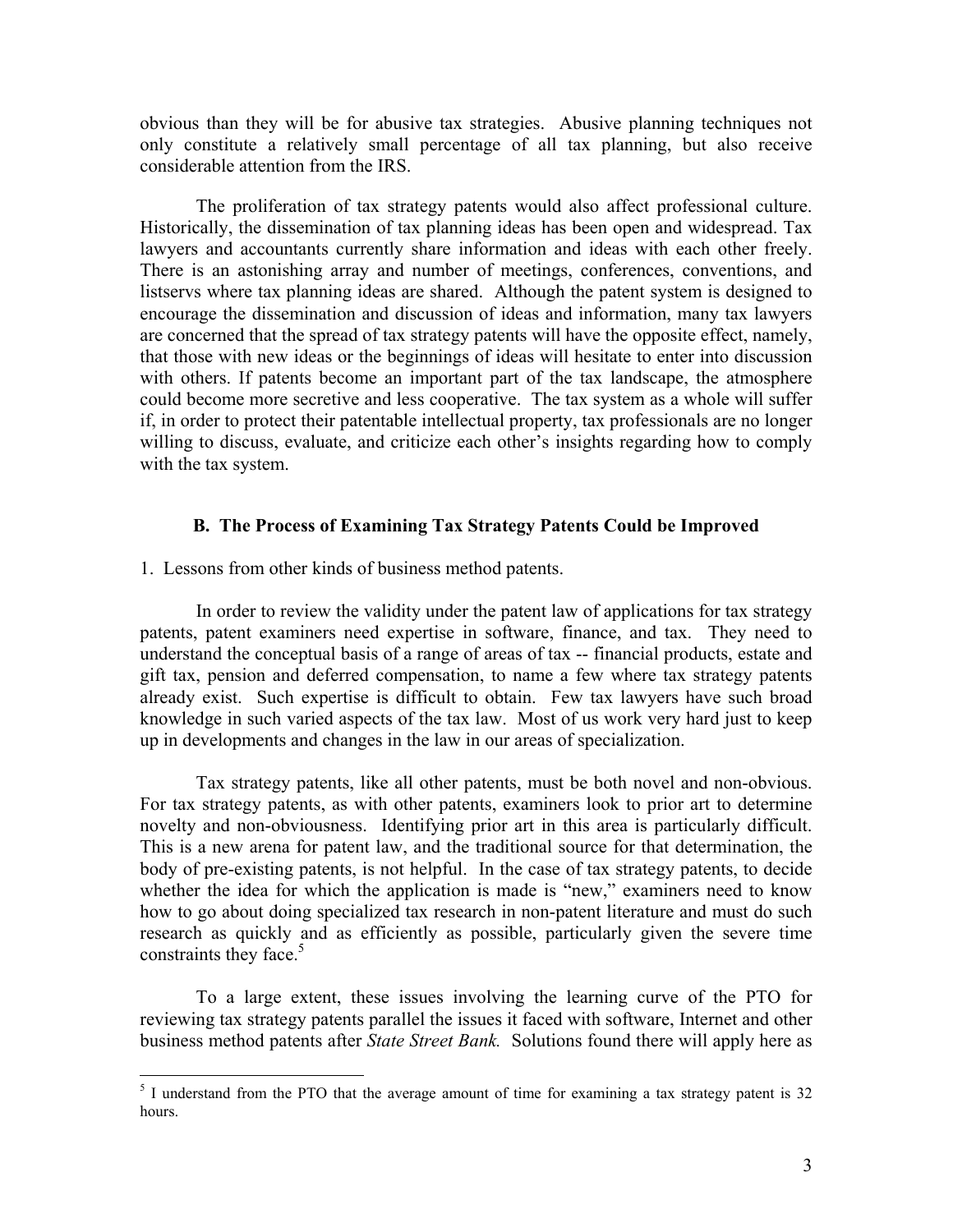obvious than they will be for abusive tax strategies. Abusive planning techniques not only constitute a relatively small percentage of all tax planning, but also receive considerable attention from the IRS.

The proliferation of tax strategy patents would also affect professional culture. Historically, the dissemination of tax planning ideas has been open and widespread. Tax lawyers and accountants currently share information and ideas with each other freely. There is an astonishing array and number of meetings, conferences, conventions, and listservs where tax planning ideas are shared. Although the patent system is designed to encourage the dissemination and discussion of ideas and information, many tax lawyers are concerned that the spread of tax strategy patents will have the opposite effect, namely, that those with new ideas or the beginnings of ideas will hesitate to enter into discussion with others. If patents become an important part of the tax landscape, the atmosphere could become more secretive and less cooperative. The tax system as a whole will suffer if, in order to protect their patentable intellectual property, tax professionals are no longer willing to discuss, evaluate, and criticize each other's insights regarding how to comply with the tax system.

### B. The Process of Examining Tax Strategy Patents Could be Improved

1. Lessons from other kinds of business method patents.

In order to review the validity under the patent law of applications for tax strategy patents, patent examiners need expertise in software, finance, and tax. They need to understand the conceptual basis of a range of areas of tax -- financial products, estate and gift tax, pension and deferred compensation, to name a few where tax strategy patents already exist. Such expertise is difficult to obtain. Few tax lawyers have such broad knowledge in such varied aspects of the tax law. Most of us work very hard just to keep up in developments and changes in the law in our areas of specialization.

Tax strategy patents, like all other patents, must be both novel and non-obvious. For tax strategy patents, as with other patents, examiners look to prior art to determine novelty and non-obviousness. Identifying prior art in this area is particularly difficult. This is a new arena for patent law, and the traditional source for that determination, the body of pre-existing patents, is not helpful. In the case of tax strategy patents, to decide whether the idea for which the application is made is "new," examiners need to know how to go about doing specialized tax research in non-patent literature and must do such research as quickly and as efficiently as possible, particularly given the severe time constraints they face.[5]

To a large extent, these issues involving the learning curve of the PTO for reviewing tax strategy patents parallel the issues it faced with software, Internet and other business method patents after *State Street Bank.* Solutions found there will apply here as

[5] I understand from the PTO that the average amount of time for examining a tax strategy patent is 32 hours.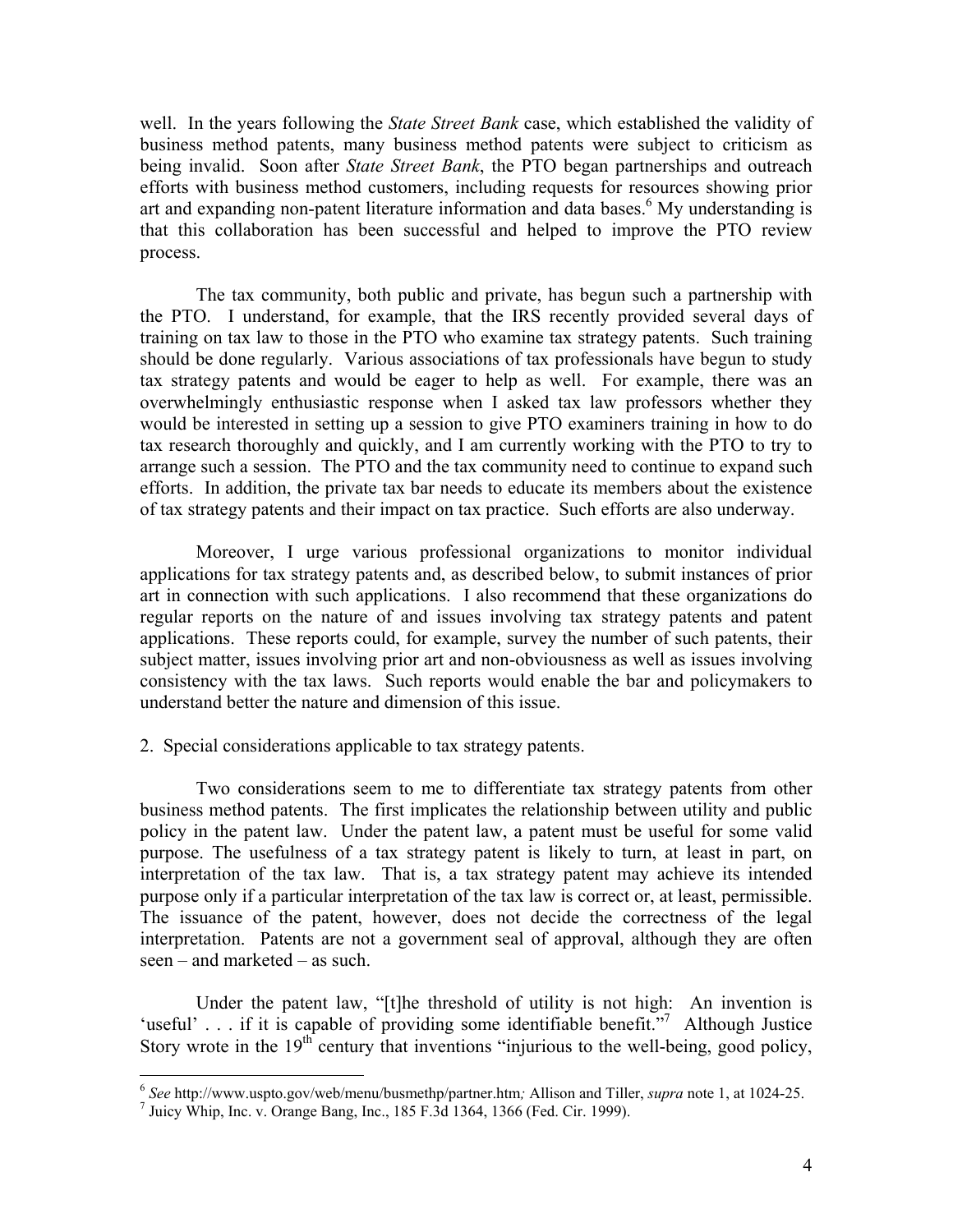well. In the years following the *State Street Bank* case, which established the validity of business method patents, many business method patents were subject to criticism as being invalid. Soon after *State Street Bank*, the PTO began partnerships and outreach efforts with business method customers, including requests for resources showing prior art and expanding non-patent literature information and data bases.[6] My understanding is that this collaboration has been successful and helped to improve the PTO review process.

The tax community, both public and private, has begun such a partnership with the PTO. I understand, for example, that the IRS recently provided several days of training on tax law to those in the PTO who examine tax strategy patents. Such training should be done regularly. Various associations of tax professionals have begun to study tax strategy patents and would be eager to help as well. For example, there was an overwhelmingly enthusiastic response when I asked tax law professors whether they would be interested in setting up a session to give PTO examiners training in how to do tax research thoroughly and quickly, and I am currently working with the PTO to try to arrange such a session. The PTO and the tax community need to continue to expand such efforts. In addition, the private tax bar needs to educate its members about the existence of tax strategy patents and their impact on tax practice. Such efforts are also underway.

Moreover, I urge various professional organizations to monitor individual applications for tax strategy patents and, as described below, to submit instances of prior art in connection with such applications. I also recommend that these organizations do regular reports on the nature of and issues involving tax strategy patents and patent applications. These reports could, for example, survey the number of such patents, their subject matter, issues involving prior art and non-obviousness as well as issues involving consistency with the tax laws. Such reports would enable the bar and policymakers to understand better the nature and dimension of this issue.

2. Special considerations applicable to tax strategy patents.

Two considerations seem to me to differentiate tax strategy patents from other business method patents. The first implicates the relationship between utility and public policy in the patent law. Under the patent law, a patent must be useful for some valid purpose. The usefulness of a tax strategy patent is likely to turn, at least in part, on interpretation of the tax law. That is, a tax strategy patent may achieve its intended purpose only if a particular interpretation of the tax law is correct or, at least, permissible. The issuance of the patent, however, does not decide the correctness of the legal interpretation. Patents are not a government seal of approval, although they are often seen – and marketed – as such.

Under the patent law, "[t]he threshold of utility is not high: An invention is 'useful' . . . if it is capable of providing some identifiable benefit."[7] Although Justice Story wrote in the 19th century that inventions "injurious to the well-being, good policy,

---

[6] *See* http://www.uspto.gov/web/menu/busmethp/partner.htm*;* Allison and Tiller, *supra* note 1, at 1024-25.

[7] Juicy Whip, Inc. v. Orange Bang, Inc., 185 F.3d 1364, 1366 (Fed. Cir. 1999).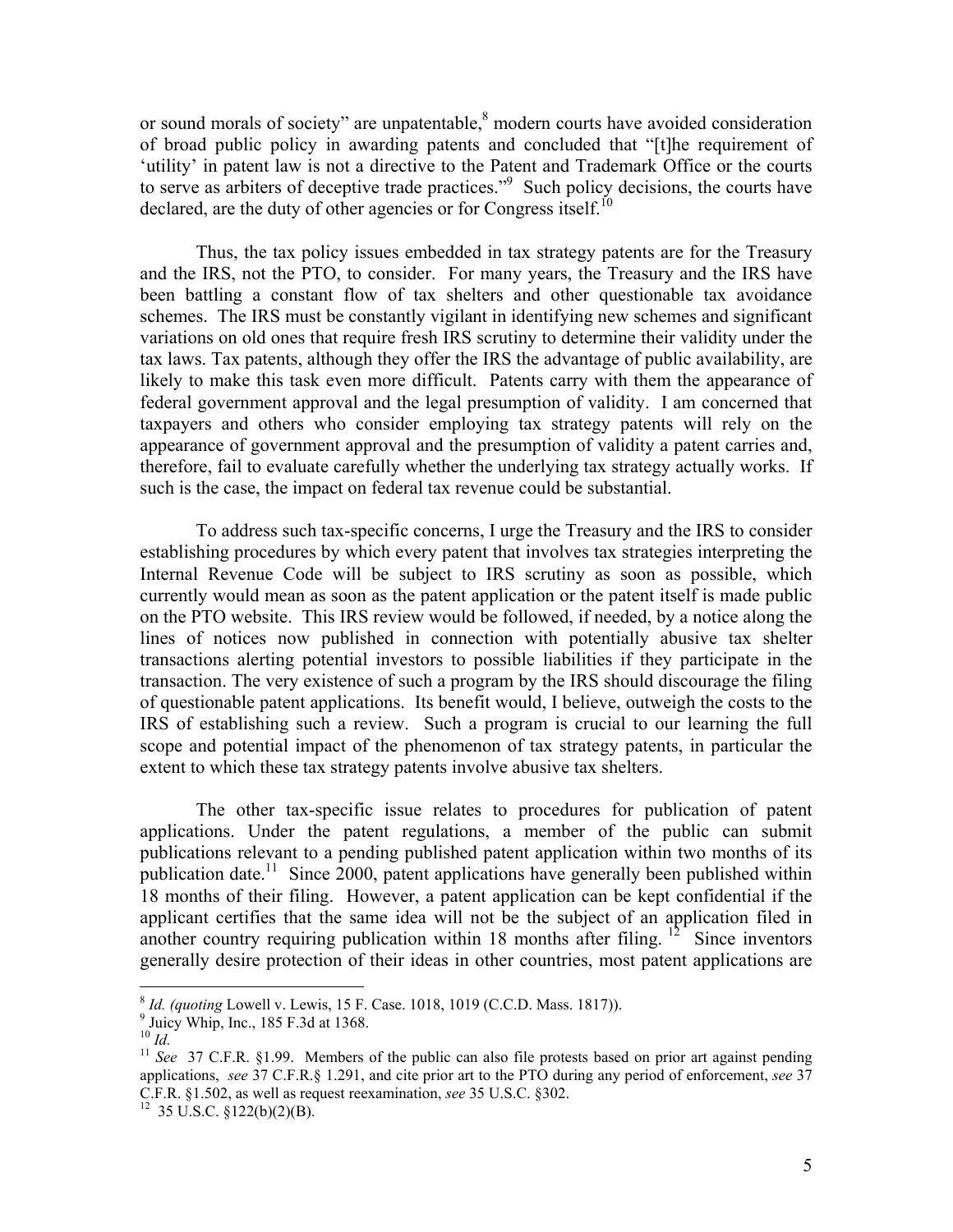or sound morals of society" are unpatentable,[8] modern courts have avoided consideration of broad public policy in awarding patents and concluded that "[t]he requirement of 'utility' in patent law is not a directive to the Patent and Trademark Office or the courts to serve as arbiters of deceptive trade practices."[9] Such policy decisions, the courts have declared, are the duty of other agencies or for Congress itself.[10]

Thus, the tax policy issues embedded in tax strategy patents are for the Treasury and the IRS, not the PTO, to consider. For many years, the Treasury and the IRS have been battling a constant flow of tax shelters and other questionable tax avoidance schemes. The IRS must be constantly vigilant in identifying new schemes and significant variations on old ones that require fresh IRS scrutiny to determine their validity under the tax laws. Tax patents, although they offer the IRS the advantage of public availability, are likely to make this task even more difficult. Patents carry with them the appearance of federal government approval and the legal presumption of validity. I am concerned that taxpayers and others who consider employing tax strategy patents will rely on the appearance of government approval and the presumption of validity a patent carries and, therefore, fail to evaluate carefully whether the underlying tax strategy actually works. If such is the case, the impact on federal tax revenue could be substantial.

To address such tax-specific concerns, I urge the Treasury and the IRS to consider establishing procedures by which every patent that involves tax strategies interpreting the Internal Revenue Code will be subject to IRS scrutiny as soon as possible, which currently would mean as soon as the patent application or the patent itself is made public on the PTO website. This IRS review would be followed, if needed, by a notice along the lines of notices now published in connection with potentially abusive tax shelter transactions alerting potential investors to possible liabilities if they participate in the transaction. The very existence of such a program by the IRS should discourage the filing of questionable patent applications. Its benefit would, I believe, outweigh the costs to the IRS of establishing such a review. Such a program is crucial to our learning the full scope and potential impact of the phenomenon of tax strategy patents, in particular the extent to which these tax strategy patents involve abusive tax shelters.

The other tax-specific issue relates to procedures for publication of patent applications. Under the patent regulations, a member of the public can submit publications relevant to a pending published patent application within two months of its publication date.[11] Since 2000, patent applications have generally been published within 18 months of their filing. However, a patent application can be kept confidential if the applicant certifies that the same idea will not be the subject of an application filed in another country requiring publication within 18 months after filing.[12] Since inventors generally desire protection of their ideas in other countries, most patent applications are

---

[8] *Id. (quoting* Lowell v. Lewis, 15 F. Case. 1018, 1019 (C.C.D. Mass. 1817)).

[9] Juicy Whip, Inc., 185 F.3d at 1368.

[10] *Id.*

[11] *See* 37 C.F.R. §1.99. Members of the public can also file protests based on prior art against pending applications, *see* 37 C.F.R.§ 1.291, and cite prior art to the PTO during any period of enforcement, *see* 37 C.F.R. §1.502, as well as request reexamination, *see* 35 U.S.C. §302.

[12] 35 U.S.C. §122(b)(2)(B).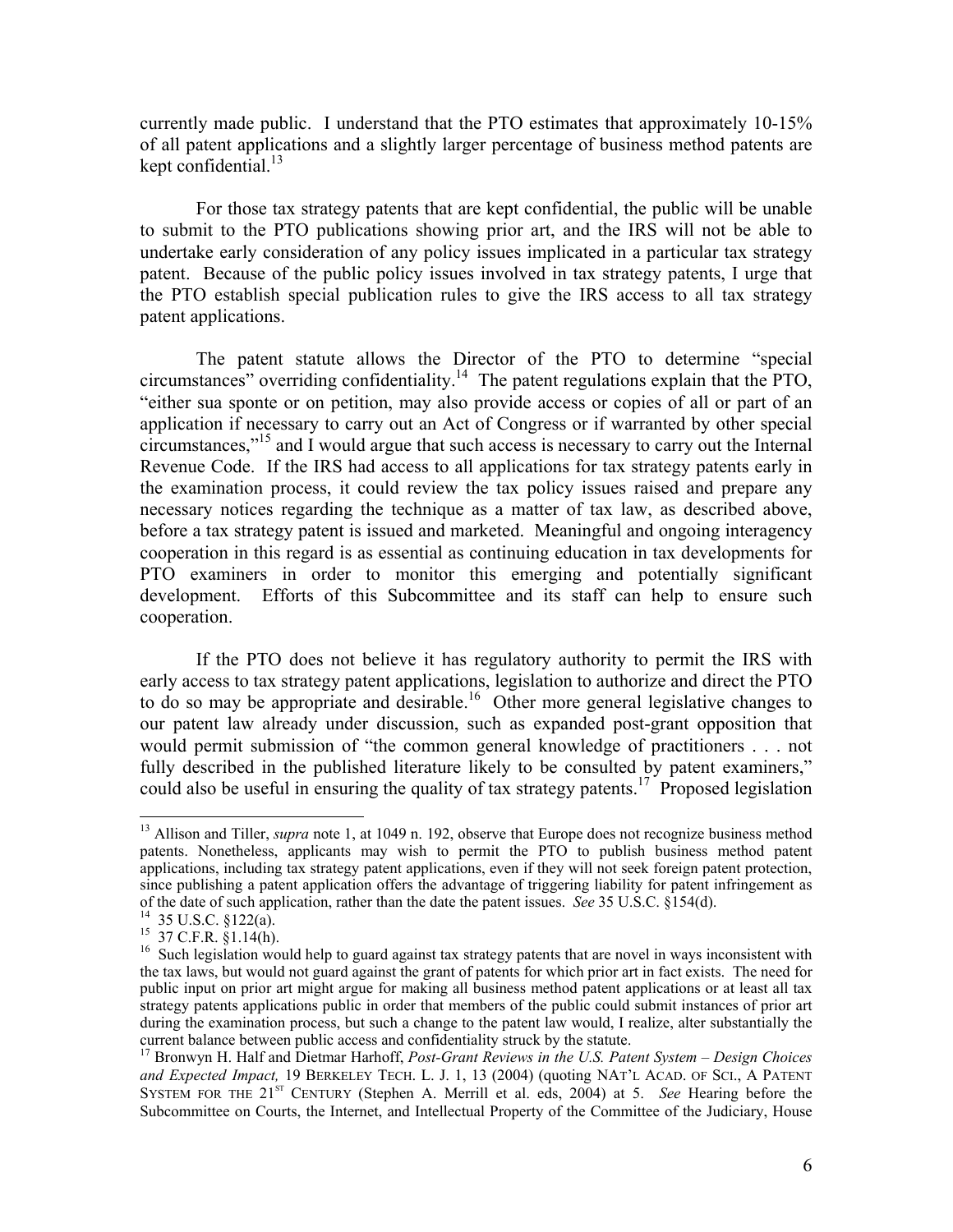currently made public. I understand that the PTO estimates that approximately 10-15% of all patent applications and a slightly larger percentage of business method patents are kept confidential.[13]

For those tax strategy patents that are kept confidential, the public will be unable to submit to the PTO publications showing prior art, and the IRS will not be able to undertake early consideration of any policy issues implicated in a particular tax strategy patent. Because of the public policy issues involved in tax strategy patents, I urge that the PTO establish special publication rules to give the IRS access to all tax strategy patent applications.

The patent statute allows the Director of the PTO to determine "special circumstances" overriding confidentiality.[14] The patent regulations explain that the PTO, "either sua sponte or on petition, may also provide access or copies of all or part of an application if necessary to carry out an Act of Congress or if warranted by other special circumstances,"[15] and I would argue that such access is necessary to carry out the Internal Revenue Code. If the IRS had access to all applications for tax strategy patents early in the examination process, it could review the tax policy issues raised and prepare any necessary notices regarding the technique as a matter of tax law, as described above, before a tax strategy patent is issued and marketed. Meaningful and ongoing interagency cooperation in this regard is as essential as continuing education in tax developments for PTO examiners in order to monitor this emerging and potentially significant development. Efforts of this Subcommittee and its staff can help to ensure such cooperation.

If the PTO does not believe it has regulatory authority to permit the IRS with early access to tax strategy patent applications, legislation to authorize and direct the PTO to do so may be appropriate and desirable.[16] Other more general legislative changes to our patent law already under discussion, such as expanded post-grant opposition that would permit submission of "the common general knowledge of practitioners . . . not fully described in the published literature likely to be consulted by patent examiners," could also be useful in ensuring the quality of tax strategy patents.[17] Proposed legislation

---

[13] Allison and Tiller, *supra* note 1, at 1049 n. 192, observe that Europe does not recognize business method patents. Nonetheless, applicants may wish to permit the PTO to publish business method patent applications, including tax strategy patent applications, even if they will not seek foreign patent protection, since publishing a patent application offers the advantage of triggering liability for patent infringement as of the date of such application, rather than the date the patent issues. *See* 35 U.S.C. §154(d).

[14] 35 U.S.C. §122(a).

[15] 37 C.F.R. §1.14(h).

[16] Such legislation would help to guard against tax strategy patents that are novel in ways inconsistent with the tax laws, but would not guard against the grant of patents for which prior art in fact exists. The need for public input on prior art might argue for making all business method patent applications or at least all tax strategy patents applications public in order that members of the public could submit instances of prior art during the examination process, but such a change to the patent law would, I realize, alter substantially the current balance between public access and confidentiality struck by the statute.

[17] Bronwyn H. Half and Dietmar Harhoff, *Post-Grant Reviews in the U.S. Patent System – Design Choices and Expected Impact,* 19 BERKELEY TECH. L. J. 1, 13 (2004) (quoting NAT'L ACAD. OF SCI., A PATENT SYSTEM FOR THE 21ST CENTURY (Stephen A. Merrill et al. eds, 2004) at 5. *See* Hearing before the Subcommittee on Courts, the Internet, and Intellectual Property of the Committee of the Judiciary, House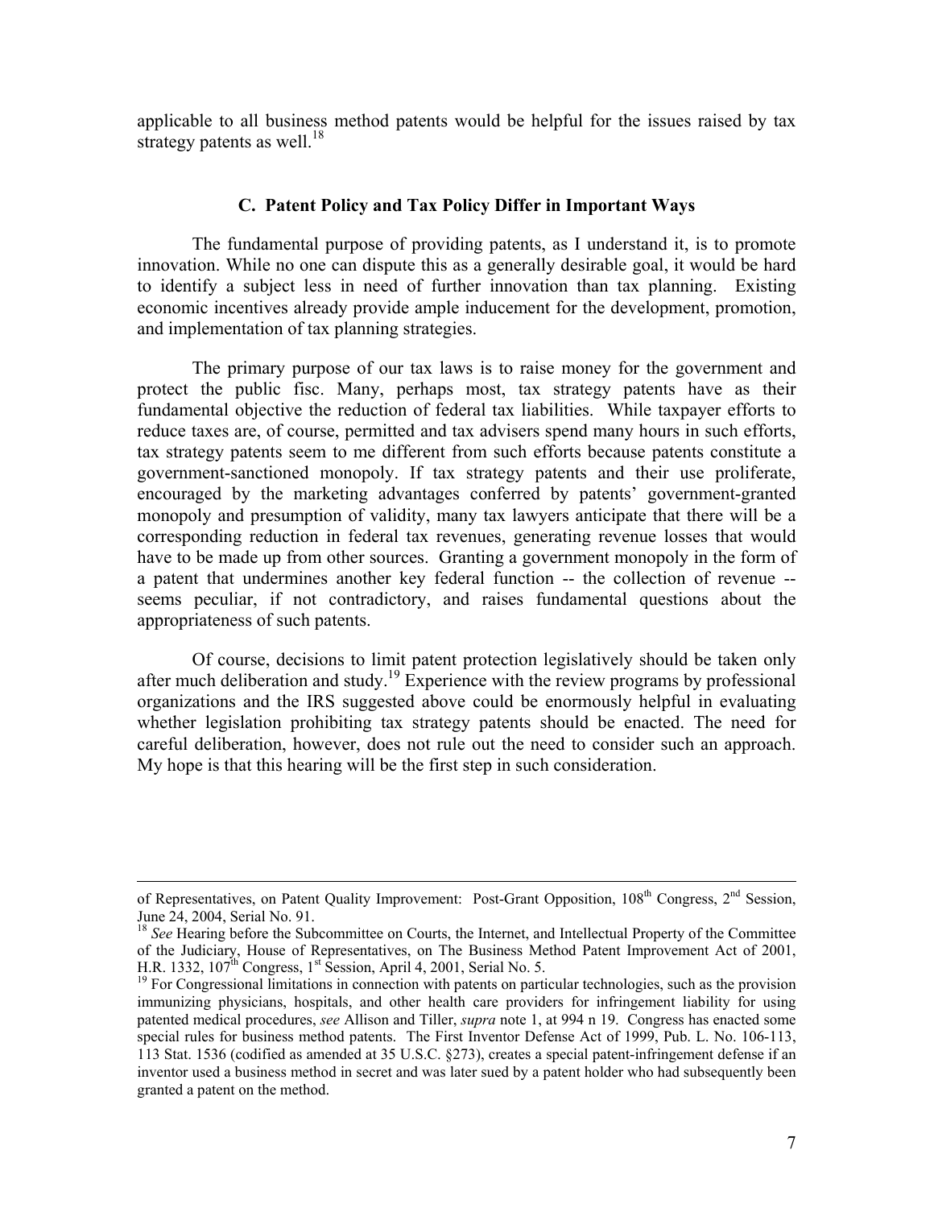applicable to all business method patents would be helpful for the issues raised by tax strategy patents as well.[18]

### C. Patent Policy and Tax Policy Differ in Important Ways

The fundamental purpose of providing patents, as I understand it, is to promote innovation. While no one can dispute this as a generally desirable goal, it would be hard to identify a subject less in need of further innovation than tax planning. Existing economic incentives already provide ample inducement for the development, promotion, and implementation of tax planning strategies.

The primary purpose of our tax laws is to raise money for the government and protect the public fisc. Many, perhaps most, tax strategy patents have as their fundamental objective the reduction of federal tax liabilities. While taxpayer efforts to reduce taxes are, of course, permitted and tax advisers spend many hours in such efforts, tax strategy patents seem to me different from such efforts because patents constitute a government-sanctioned monopoly. If tax strategy patents and their use proliferate, encouraged by the marketing advantages conferred by patents' government-granted monopoly and presumption of validity, many tax lawyers anticipate that there will be a corresponding reduction in federal tax revenues, generating revenue losses that would have to be made up from other sources. Granting a government monopoly in the form of a patent that undermines another key federal function -- the collection of revenue -- seems peculiar, if not contradictory, and raises fundamental questions about the appropriateness of such patents.

Of course, decisions to limit patent protection legislatively should be taken only after much deliberation and study.[19] Experience with the review programs by professional organizations and the IRS suggested above could be enormously helpful in evaluating whether legislation prohibiting tax strategy patents should be enacted. The need for careful deliberation, however, does not rule out the need to consider such an approach. My hope is that this hearing will be the first step in such consideration.

---

of Representatives, on Patent Quality Improvement: Post-Grant Opposition, 108th Congress, 2nd Session, June 24, 2004, Serial No. 91.

[18] *See* Hearing before the Subcommittee on Courts, the Internet, and Intellectual Property of the Committee of the Judiciary, House of Representatives, on The Business Method Patent Improvement Act of 2001, H.R. 1332, 107th Congress, 1st Session, April 4, 2001, Serial No. 5.

[19] For Congressional limitations in connection with patents on particular technologies, such as the provision immunizing physicians, hospitals, and other health care providers for infringement liability for using patented medical procedures, *see* Allison and Tiller, *supra* note 1, at 994 n 19. Congress has enacted some special rules for business method patents. The First Inventor Defense Act of 1999, Pub. L. No. 106-113, 113 Stat. 1536 (codified as amended at 35 U.S.C. §273), creates a special patent-infringement defense if an inventor used a business method in secret and was later sued by a patent holder who had subsequently been granted a patent on the method.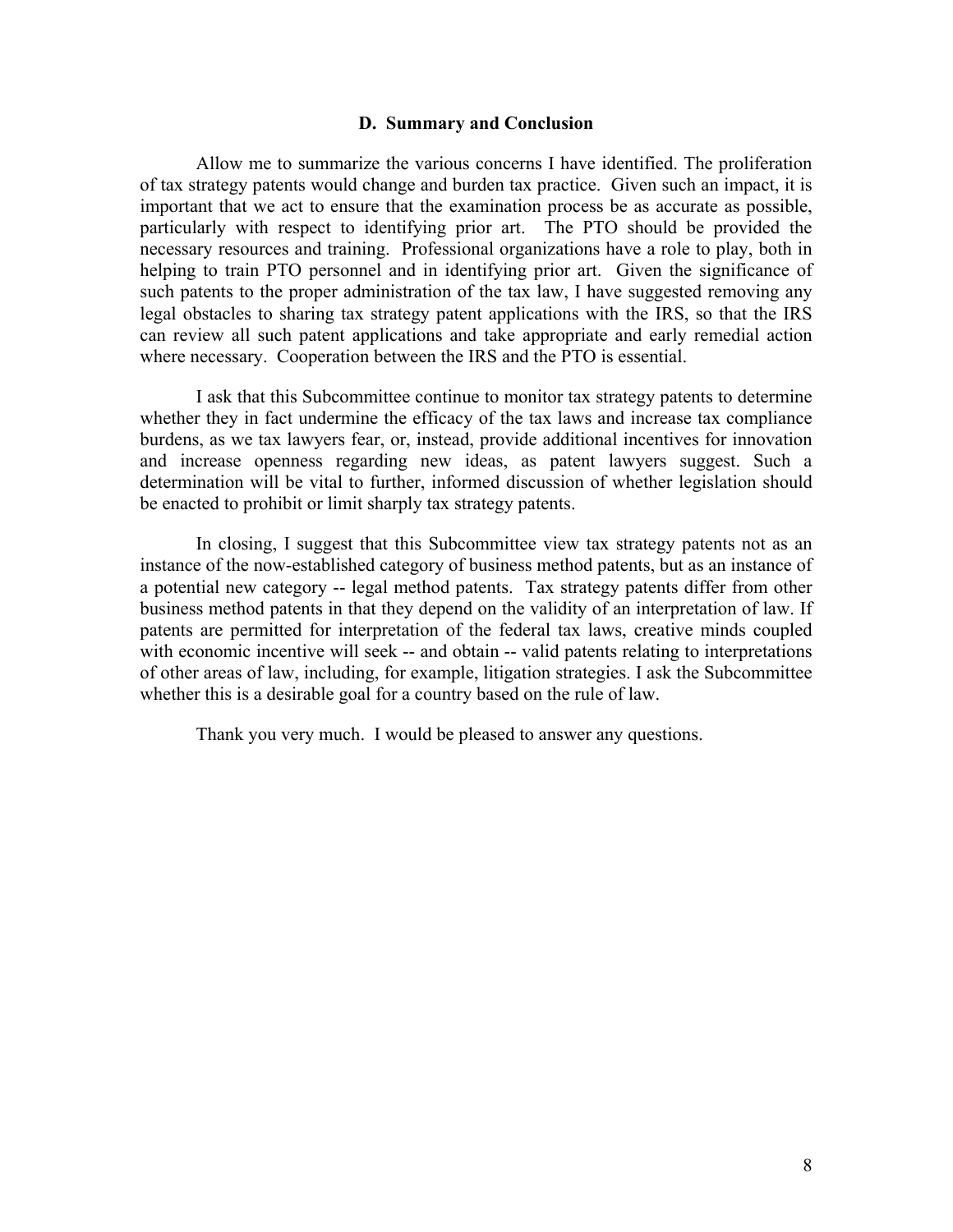### D. Summary and Conclusion

Allow me to summarize the various concerns I have identified. The proliferation of tax strategy patents would change and burden tax practice. Given such an impact, it is important that we act to ensure that the examination process be as accurate as possible, particularly with respect to identifying prior art. The PTO should be provided the necessary resources and training. Professional organizations have a role to play, both in helping to train PTO personnel and in identifying prior art. Given the significance of such patents to the proper administration of the tax law, I have suggested removing any legal obstacles to sharing tax strategy patent applications with the IRS, so that the IRS can review all such patent applications and take appropriate and early remedial action where necessary. Cooperation between the IRS and the PTO is essential.

I ask that this Subcommittee continue to monitor tax strategy patents to determine whether they in fact undermine the efficacy of the tax laws and increase tax compliance burdens, as we tax lawyers fear, or, instead, provide additional incentives for innovation and increase openness regarding new ideas, as patent lawyers suggest. Such a determination will be vital to further, informed discussion of whether legislation should be enacted to prohibit or limit sharply tax strategy patents.

In closing, I suggest that this Subcommittee view tax strategy patents not as an instance of the now-established category of business method patents, but as an instance of a potential new category -- legal method patents. Tax strategy patents differ from other business method patents in that they depend on the validity of an interpretation of law. If patents are permitted for interpretation of the federal tax laws, creative minds coupled with economic incentive will seek -- and obtain -- valid patents relating to interpretations of other areas of law, including, for example, litigation strategies. I ask the Subcommittee whether this is a desirable goal for a country based on the rule of law.

Thank you very much. I would be pleased to answer any questions.